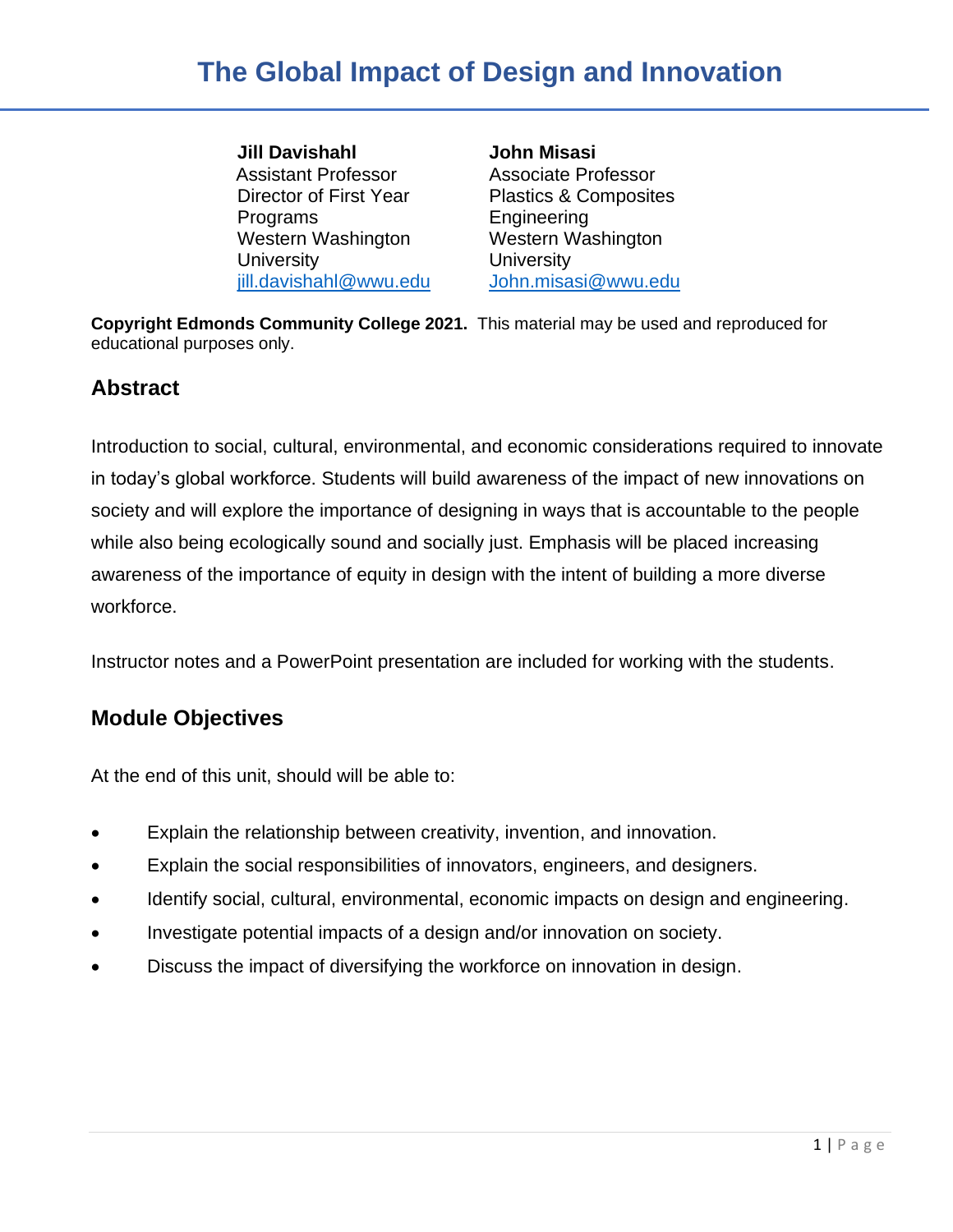# The Global Impact of Design and Innovation

**Jill Davishahl**
Assistant Professor
Director of First Year Programs
Western Washington University
jill.davishahl@wwu.edu

**John Misasi**
Associate Professor
Plastics & Composites Engineering
Western Washington University
John.misasi@wwu.edu

**Copyright Edmonds Community College 2021.** This material may be used and reproduced for educational purposes only.

## Abstract

Introduction to social, cultural, environmental, and economic considerations required to innovate in today's global workforce. Students will build awareness of the impact of new innovations on society and will explore the importance of designing in ways that is accountable to the people while also being ecologically sound and socially just. Emphasis will be placed increasing awareness of the importance of equity in design with the intent of building a more diverse workforce.

Instructor notes and a PowerPoint presentation are included for working with the students.

## Module Objectives

At the end of this unit, should will be able to:

- Explain the relationship between creativity, invention, and innovation.
- Explain the social responsibilities of innovators, engineers, and designers.
- Identify social, cultural, environmental, economic impacts on design and engineering.
- Investigate potential impacts of a design and/or innovation on society.
- Discuss the impact of diversifying the workforce on innovation in design.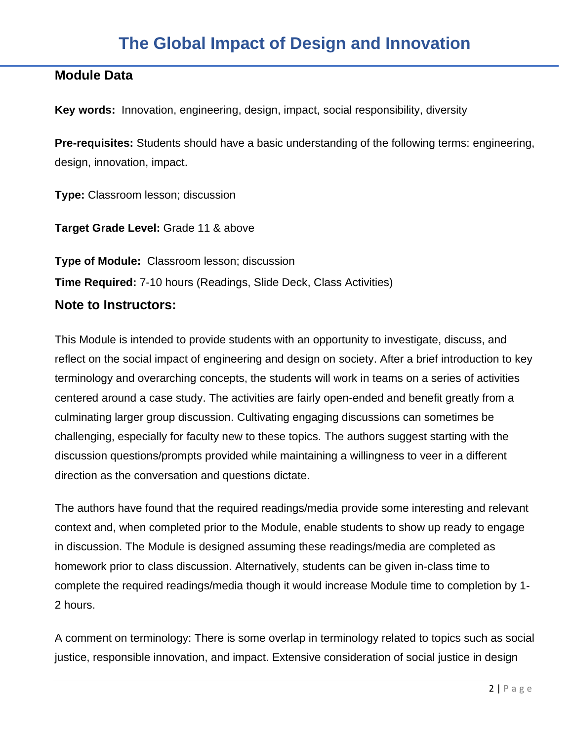# The Global Impact of Design and Innovation

## Module Data

**Key words:** Innovation, engineering, design, impact, social responsibility, diversity

**Pre-requisites:** Students should have a basic understanding of the following terms: engineering, design, innovation, impact.

**Type:** Classroom lesson; discussion

**Target Grade Level:** Grade 11 & above

**Type of Module:** Classroom lesson; discussion

**Time Required:** 7-10 hours (Readings, Slide Deck, Class Activities)

## Note to Instructors:

This Module is intended to provide students with an opportunity to investigate, discuss, and reflect on the social impact of engineering and design on society. After a brief introduction to key terminology and overarching concepts, the students will work in teams on a series of activities centered around a case study. The activities are fairly open-ended and benefit greatly from a culminating larger group discussion. Cultivating engaging discussions can sometimes be challenging, especially for faculty new to these topics. The authors suggest starting with the discussion questions/prompts provided while maintaining a willingness to veer in a different direction as the conversation and questions dictate.

The authors have found that the required readings/media provide some interesting and relevant context and, when completed prior to the Module, enable students to show up ready to engage in discussion. The Module is designed assuming these readings/media are completed as homework prior to class discussion. Alternatively, students can be given in-class time to complete the required readings/media though it would increase Module time to completion by 1-2 hours.

A comment on terminology: There is some overlap in terminology related to topics such as social justice, responsible innovation, and impact. Extensive consideration of social justice in design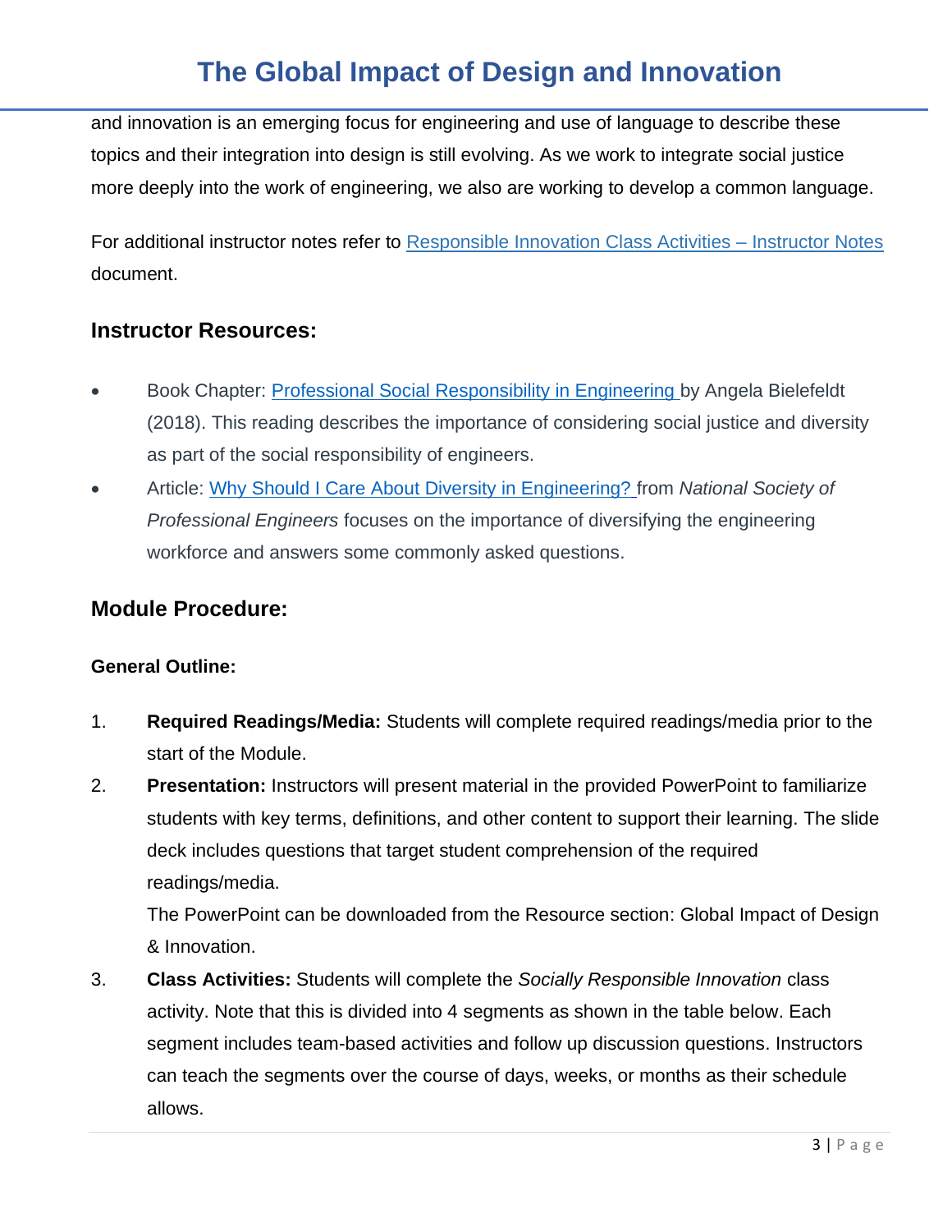and innovation is an emerging focus for engineering and use of language to describe these topics and their integration into design is still evolving. As we work to integrate social justice more deeply into the work of engineering, we also are working to develop a common language.

For additional instructor notes refer to Responsible Innovation Class Activities – Instructor Notes document.

## Instructor Resources:

- Book Chapter: Professional Social Responsibility in Engineering by Angela Bielefeldt (2018). This reading describes the importance of considering social justice and diversity as part of the social responsibility of engineers.
- Article: Why Should I Care About Diversity in Engineering? from *National Society of Professional Engineers* focuses on the importance of diversifying the engineering workforce and answers some commonly asked questions.

## Module Procedure:

### General Outline:

1. **Required Readings/Media:** Students will complete required readings/media prior to the start of the Module.
2. **Presentation:** Instructors will present material in the provided PowerPoint to familiarize students with key terms, definitions, and other content to support their learning. The slide deck includes questions that target student comprehension of the required readings/media.
   The PowerPoint can be downloaded from the Resource section: Global Impact of Design & Innovation.
3. **Class Activities:** Students will complete the *Socially Responsible Innovation* class activity. Note that this is divided into 4 segments as shown in the table below. Each segment includes team-based activities and follow up discussion questions. Instructors can teach the segments over the course of days, weeks, or months as their schedule allows.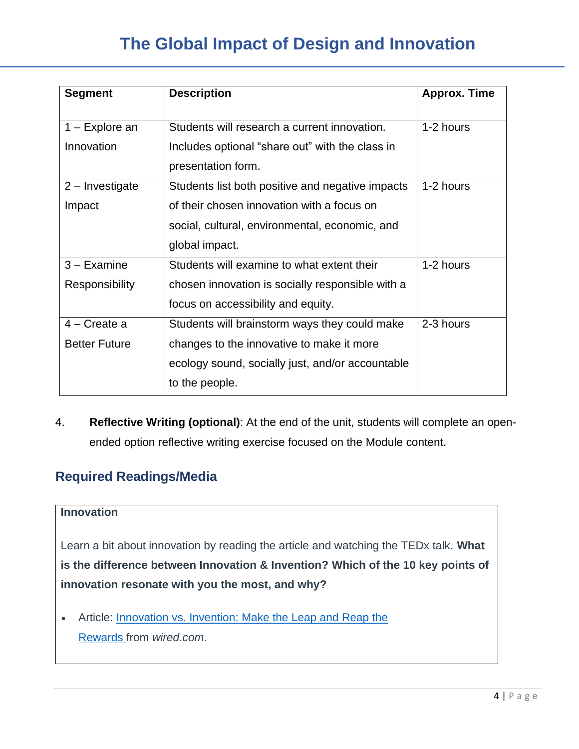# The Global Impact of Design and Innovation

| Segment | Description | Approx. Time |
|---|---|---|
| 1 – Explore an Innovation | Students will research a current innovation. Includes optional "share out" with the class in presentation form. | 1-2 hours |
| 2 – Investigate Impact | Students list both positive and negative impacts of their chosen innovation with a focus on social, cultural, environmental, economic, and global impact. | 1-2 hours |
| 3 – Examine Responsibility | Students will examine to what extent their chosen innovation is socially responsible with a focus on accessibility and equity. | 1-2 hours |
| 4 – Create a Better Future | Students will brainstorm ways they could make changes to the innovative to make it more ecology sound, socially just, and/or accountable to the people. | 2-3 hours |

4. **Reflective Writing (optional)**: At the end of the unit, students will complete an open-ended option reflective writing exercise focused on the Module content.

## Required Readings/Media

**Innovation**

Learn a bit about innovation by reading the article and watching the TEDx talk. **What is the difference between Innovation & Invention? Which of the 10 key points of innovation resonate with you the most, and why?**

- Article: Innovation vs. Invention: Make the Leap and Reap the Rewards from *wired.com*.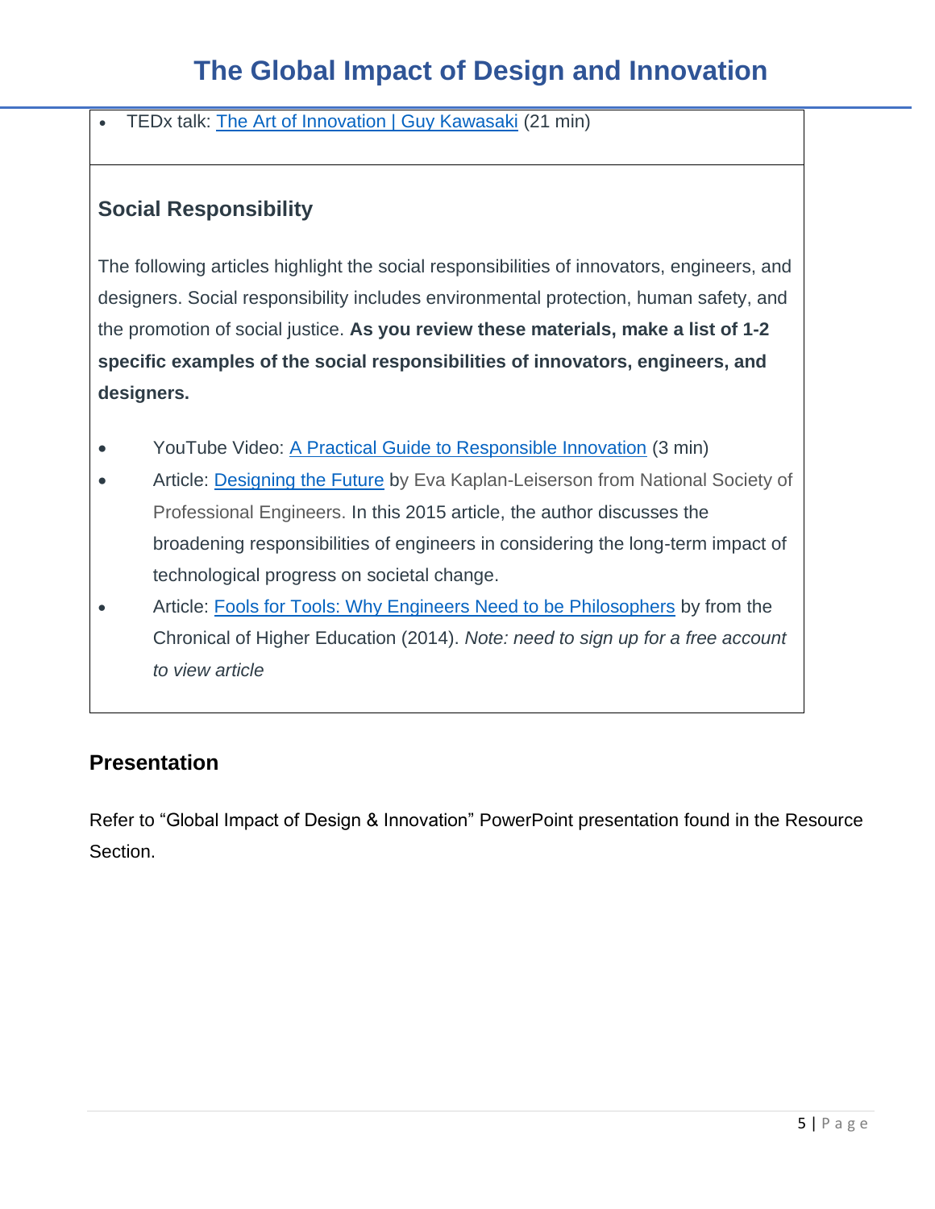- TEDx talk: The Art of Innovation | Guy Kawasaki (21 min)

### Social Responsibility

The following articles highlight the social responsibilities of innovators, engineers, and designers. Social responsibility includes environmental protection, human safety, and the promotion of social justice. **As you review these materials, make a list of 1-2 specific examples of the social responsibilities of innovators, engineers, and designers.**

- YouTube Video: A Practical Guide to Responsible Innovation (3 min)
- Article: Designing the Future by Eva Kaplan-Leiserson from National Society of Professional Engineers. In this 2015 article, the author discusses the broadening responsibilities of engineers in considering the long-term impact of technological progress on societal change.
- Article: Fools for Tools: Why Engineers Need to be Philosophers by from the Chronical of Higher Education (2014). *Note: need to sign up for a free account to view article*

## Presentation

Refer to "Global Impact of Design & Innovation" PowerPoint presentation found in the Resource Section.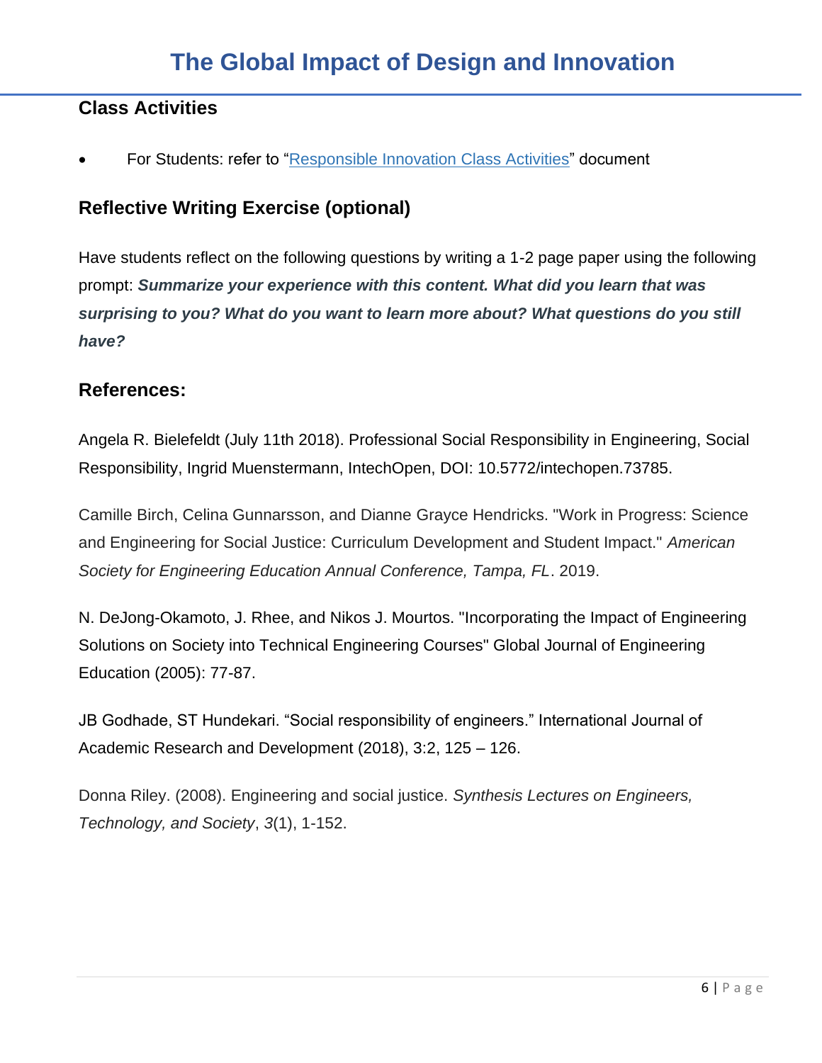# The Global Impact of Design and Innovation

### Class Activities

- For Students: refer to "[Responsible Innovation Class Activities]" document

### Reflective Writing Exercise (optional)

Have students reflect on the following questions by writing a 1-2 page paper using the following prompt: ***Summarize your experience with this content. What did you learn that was surprising to you? What do you want to learn more about? What questions do you still have?***

### References:

Angela R. Bielefeldt (July 11th 2018). Professional Social Responsibility in Engineering, Social Responsibility, Ingrid Muenstermann, IntechOpen, DOI: 10.5772/intechopen.73785.

Camille Birch, Celina Gunnarsson, and Dianne Grayce Hendricks. "Work in Progress: Science and Engineering for Social Justice: Curriculum Development and Student Impact." *American Society for Engineering Education Annual Conference, Tampa, FL*. 2019.

N. DeJong-Okamoto, J. Rhee, and Nikos J. Mourtos. "Incorporating the Impact of Engineering Solutions on Society into Technical Engineering Courses" Global Journal of Engineering Education (2005): 77-87.

JB Godhade, ST Hundekari. "Social responsibility of engineers." International Journal of Academic Research and Development (2018), 3:2, 125 – 126.

Donna Riley. (2008). Engineering and social justice. *Synthesis Lectures on Engineers, Technology, and Society*, *3*(1), 1-152.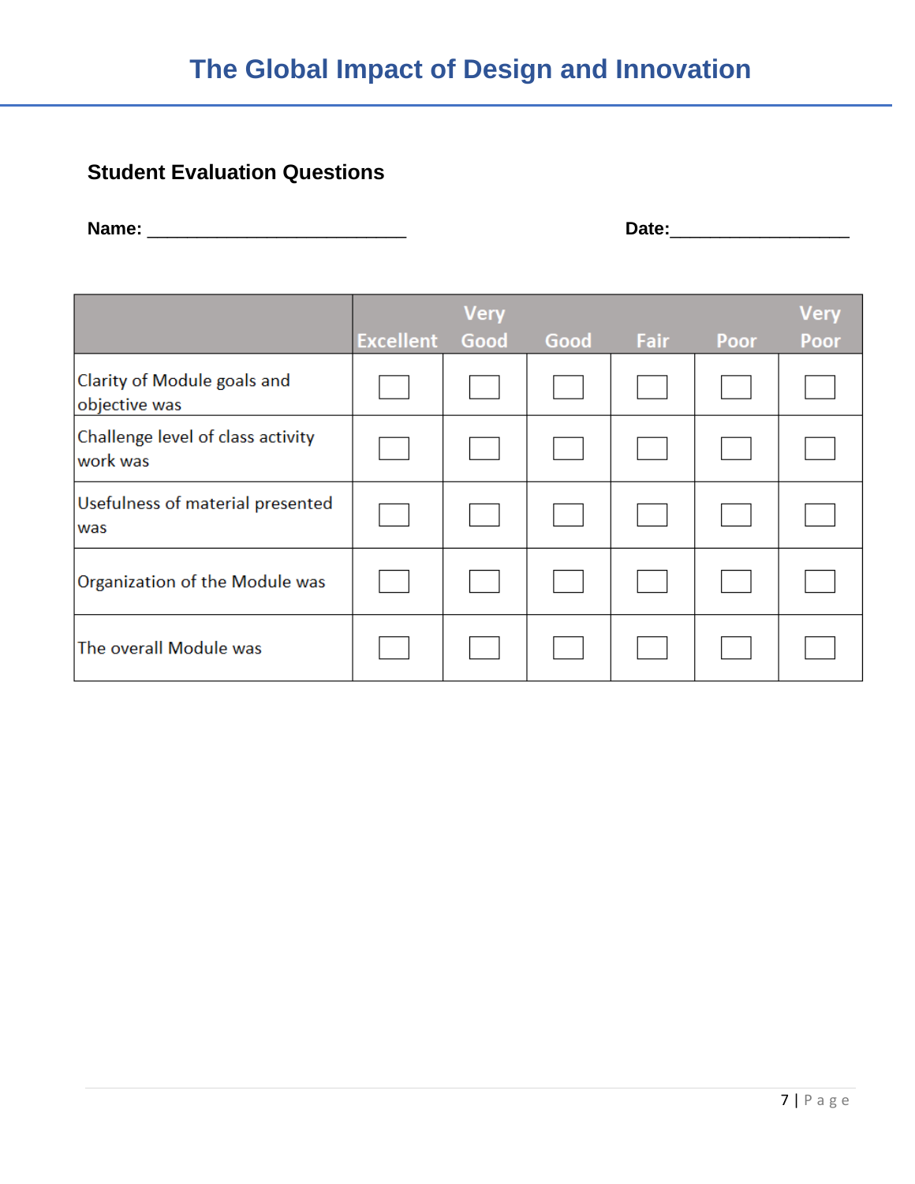# The Global Impact of Design and Innovation

## Student Evaluation Questions

**Name:** ___________________________ **Date:**___________________

| | Excellent | Very Good | Good | Fair | Poor | Very Poor |
|---|---|---|---|---|---|---|
| Clarity of Module goals and objective was | ☐ | ☐ | ☐ | ☐ | ☐ | ☐ |
| Challenge level of class activity work was | ☐ | ☐ | ☐ | ☐ | ☐ | ☐ |
| Usefulness of material presented was | ☐ | ☐ | ☐ | ☐ | ☐ | ☐ |
| Organization of the Module was | ☐ | ☐ | ☐ | ☐ | ☐ | ☐ |
| The overall Module was | ☐ | ☐ | ☐ | ☐ | ☐ | ☐ |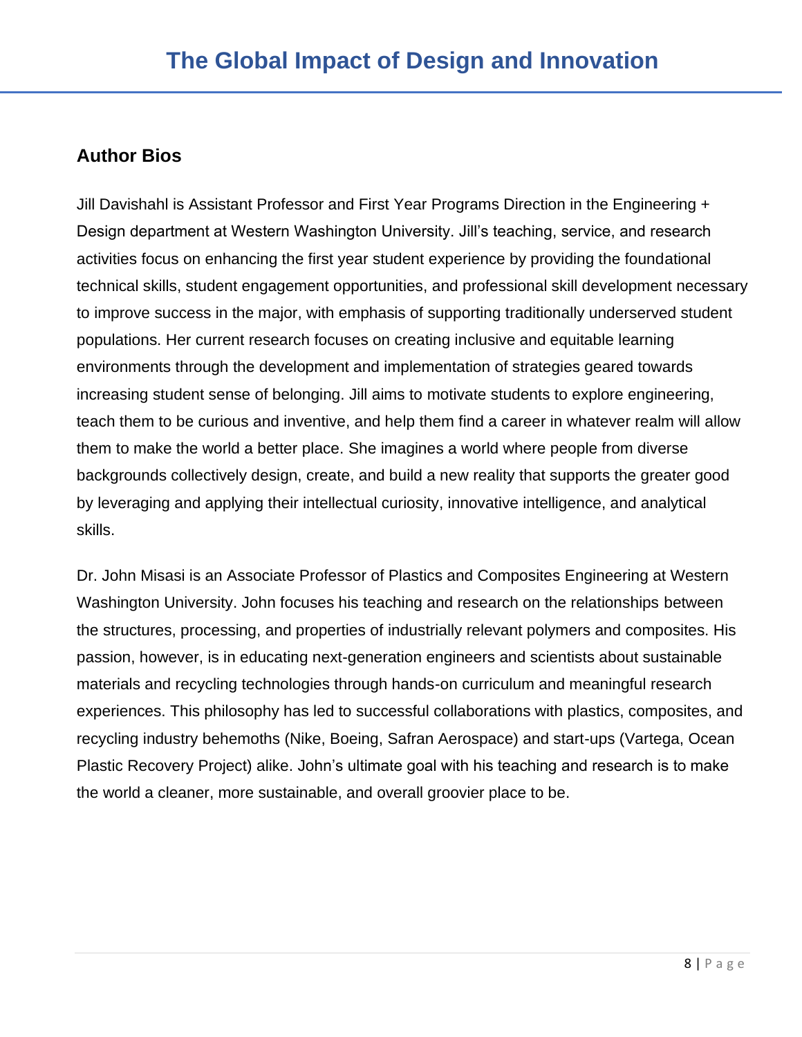## Author Bios

Jill Davishahl is Assistant Professor and First Year Programs Direction in the Engineering + Design department at Western Washington University. Jill's teaching, service, and research activities focus on enhancing the first year student experience by providing the foundational technical skills, student engagement opportunities, and professional skill development necessary to improve success in the major, with emphasis of supporting traditionally underserved student populations. Her current research focuses on creating inclusive and equitable learning environments through the development and implementation of strategies geared towards increasing student sense of belonging. Jill aims to motivate students to explore engineering, teach them to be curious and inventive, and help them find a career in whatever realm will allow them to make the world a better place. She imagines a world where people from diverse backgrounds collectively design, create, and build a new reality that supports the greater good by leveraging and applying their intellectual curiosity, innovative intelligence, and analytical skills.

Dr. John Misasi is an Associate Professor of Plastics and Composites Engineering at Western Washington University. John focuses his teaching and research on the relationships between the structures, processing, and properties of industrially relevant polymers and composites. His passion, however, is in educating next-generation engineers and scientists about sustainable materials and recycling technologies through hands-on curriculum and meaningful research experiences. This philosophy has led to successful collaborations with plastics, composites, and recycling industry behemoths (Nike, Boeing, Safran Aerospace) and start-ups (Vartega, Ocean Plastic Recovery Project) alike. John's ultimate goal with his teaching and research is to make the world a cleaner, more sustainable, and overall groovier place to be.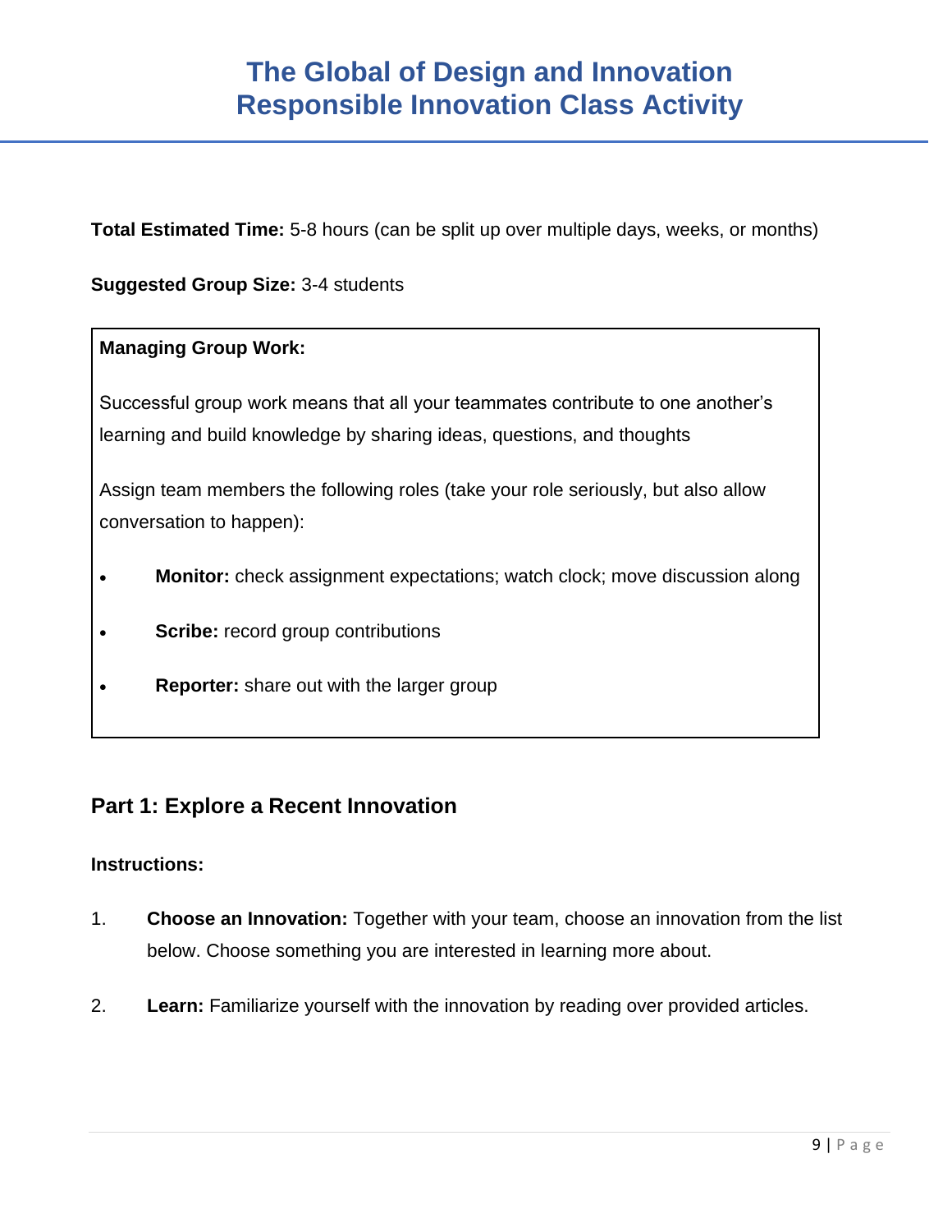# The Global of Design and Innovation
# Responsible Innovation Class Activity

**Total Estimated Time:** 5-8 hours (can be split up over multiple days, weeks, or months)

**Suggested Group Size:** 3-4 students

**Managing Group Work:**

Successful group work means that all your teammates contribute to one another's learning and build knowledge by sharing ideas, questions, and thoughts

Assign team members the following roles (take your role seriously, but also allow conversation to happen):

- **Monitor:** check assignment expectations; watch clock; move discussion along
- **Scribe:** record group contributions
- **Reporter:** share out with the larger group

## Part 1: Explore a Recent Innovation

**Instructions:**

1. **Choose an Innovation:** Together with your team, choose an innovation from the list below. Choose something you are interested in learning more about.
2. **Learn:** Familiarize yourself with the innovation by reading over provided articles.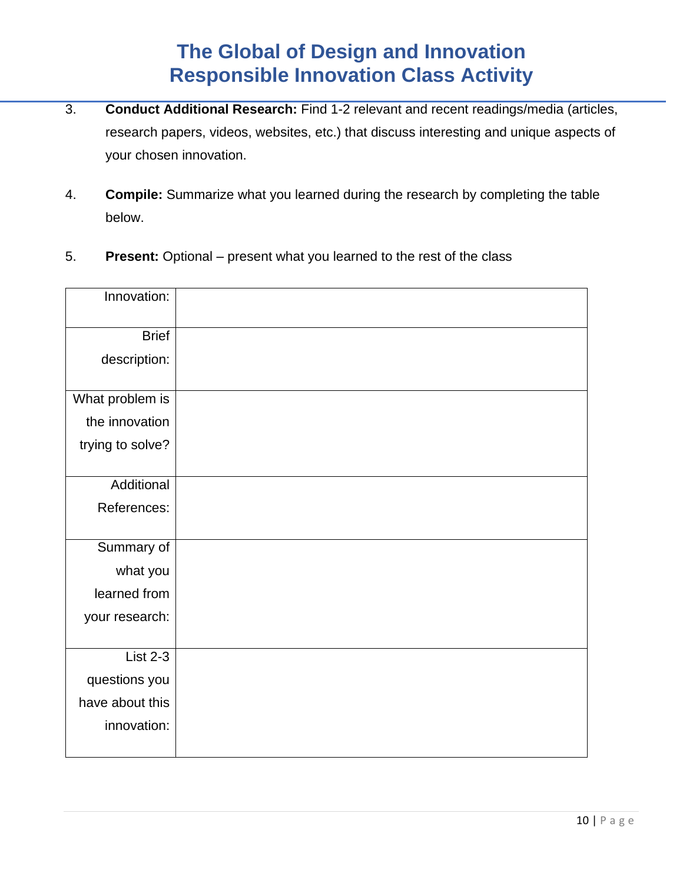# The Global of Design and Innovation
# Responsible Innovation Class Activity

3. **Conduct Additional Research:** Find 1-2 relevant and recent readings/media (articles, research papers, videos, websites, etc.) that discuss interesting and unique aspects of your chosen innovation.

4. **Compile:** Summarize what you learned during the research by completing the table below.

5. **Present:** Optional – present what you learned to the rest of the class

| | |
|---|---|
| Innovation: | |
| Brief description: | |
| What problem is the innovation trying to solve? | |
| Additional References: | |
| Summary of what you learned from your research: | |
| List 2-3 questions you have about this innovation: | |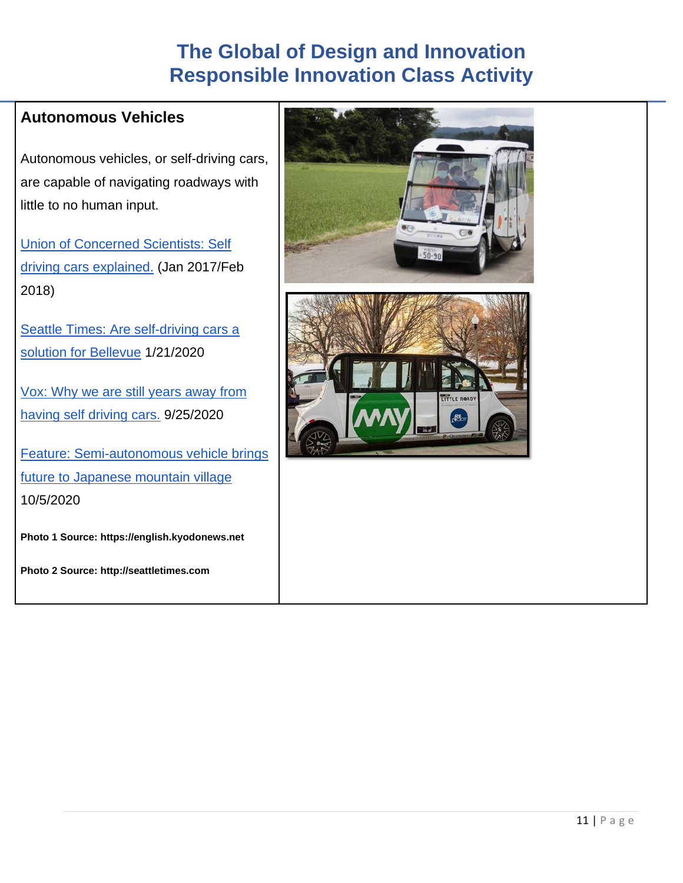# The Global of Design and Innovation
# Responsible Innovation Class Activity

## Autonomous Vehicles

Autonomous vehicles, or self-driving cars, are capable of navigating roadways with little to no human input.

Union of Concerned Scientists: Self driving cars explained. (Jan 2017/Feb 2018)

Seattle Times: Are self-driving cars a solution for Bellevue 1/21/2020

Vox: Why we are still years away from having self driving cars. 9/25/2020

Feature: Semi-autonomous vehicle brings future to Japanese mountain village 10/5/2020

**Photo 1 Source: https://english.kyodonews.net**

**Photo 2 Source: http://seattletimes.com**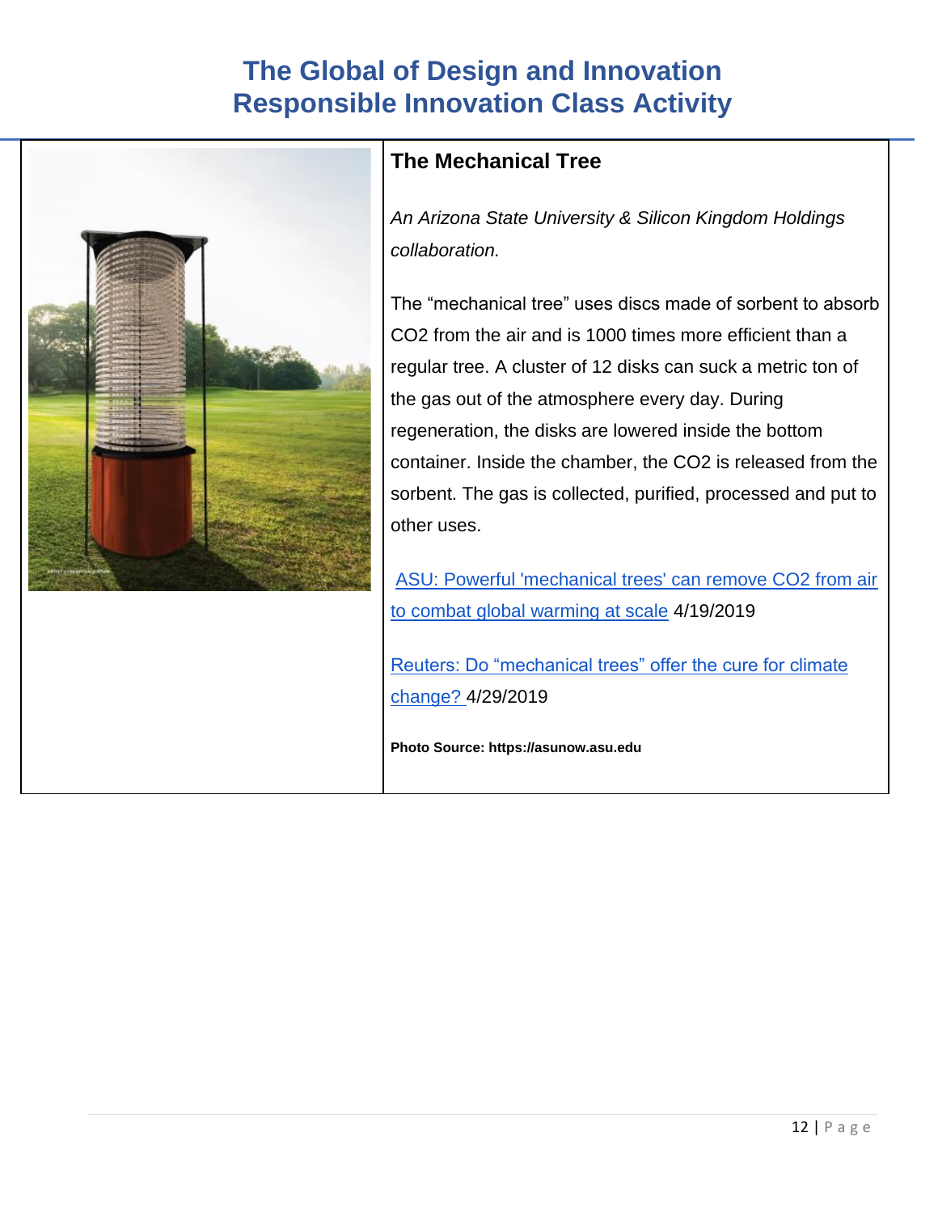# The Global of Design and Innovation
# Responsible Innovation Class Activity

## The Mechanical Tree

*An Arizona State University & Silicon Kingdom Holdings collaboration.*

The "mechanical tree" uses discs made of sorbent to absorb $CO_2$ from the air and is 1000 times more efficient than a regular tree. A cluster of 12 disks can suck a metric ton of the gas out of the atmosphere every day. During regeneration, the disks are lowered inside the bottom container. Inside the chamber, the $CO_2$ is released from the sorbent. The gas is collected, purified, processed and put to other uses.

ASU: Powerful 'mechanical trees' can remove CO2 from air to combat global warming at scale 4/19/2019

Reuters: Do "mechanical trees" offer the cure for climate change? 4/29/2019

**Photo Source: https://asunow.asu.edu**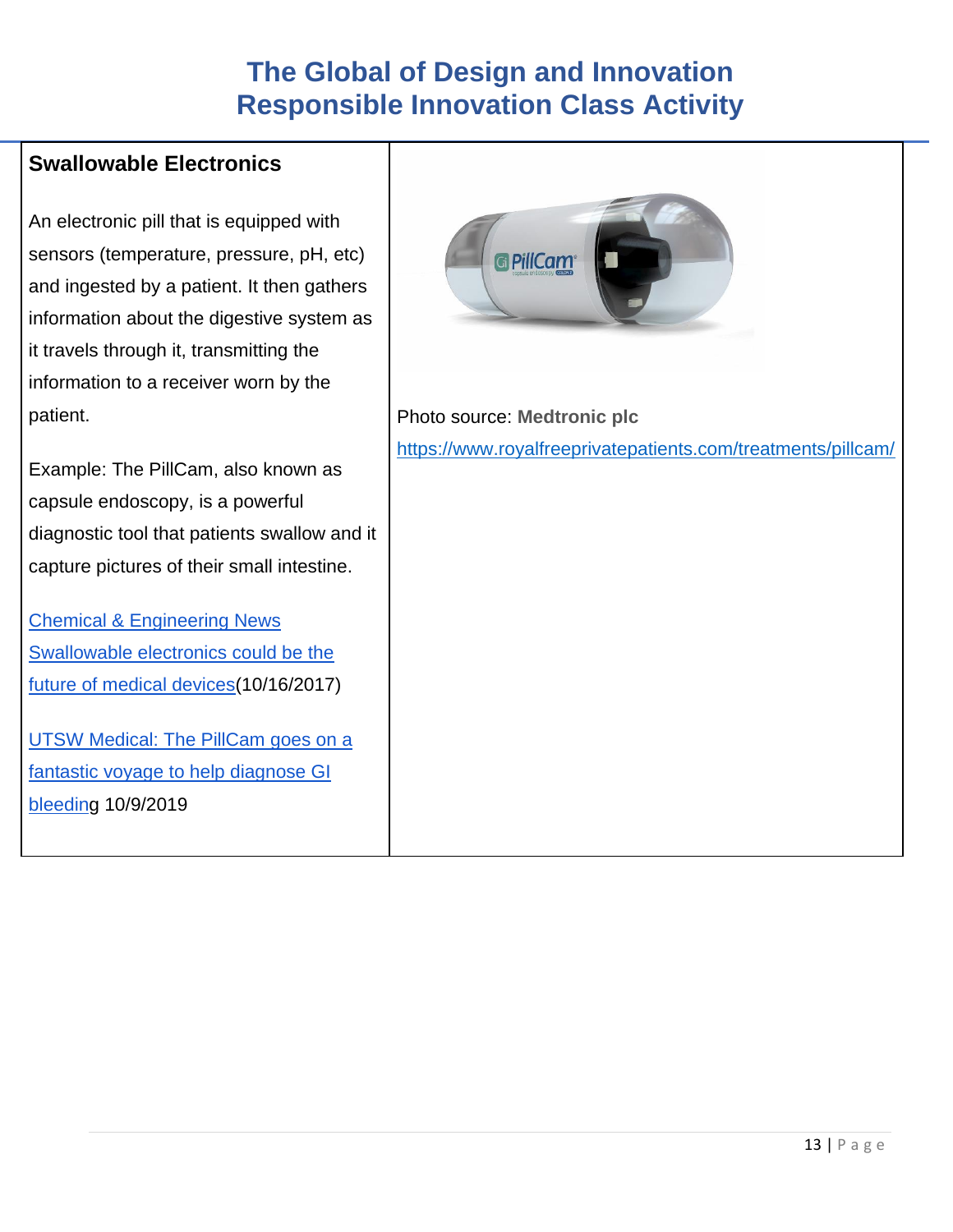# The Global of Design and Innovation
# Responsible Innovation Class Activity

## Swallowable Electronics

An electronic pill that is equipped with sensors (temperature, pressure, pH, etc) and ingested by a patient. It then gathers information about the digestive system as it travels through it, transmitting the information to a receiver worn by the patient.

Example: The PillCam, also known as capsule endoscopy, is a powerful diagnostic tool that patients swallow and it capture pictures of their small intestine.

Chemical & Engineering News Swallowable electronics could be the future of medical devices(10/16/2017)

UTSW Medical: The PillCam goes on a fantastic voyage to help diagnose GI bleeding 10/9/2019

Photo source: **Medtronic plc**
https://www.royalfreeprivatepatients.com/treatments/pillcam/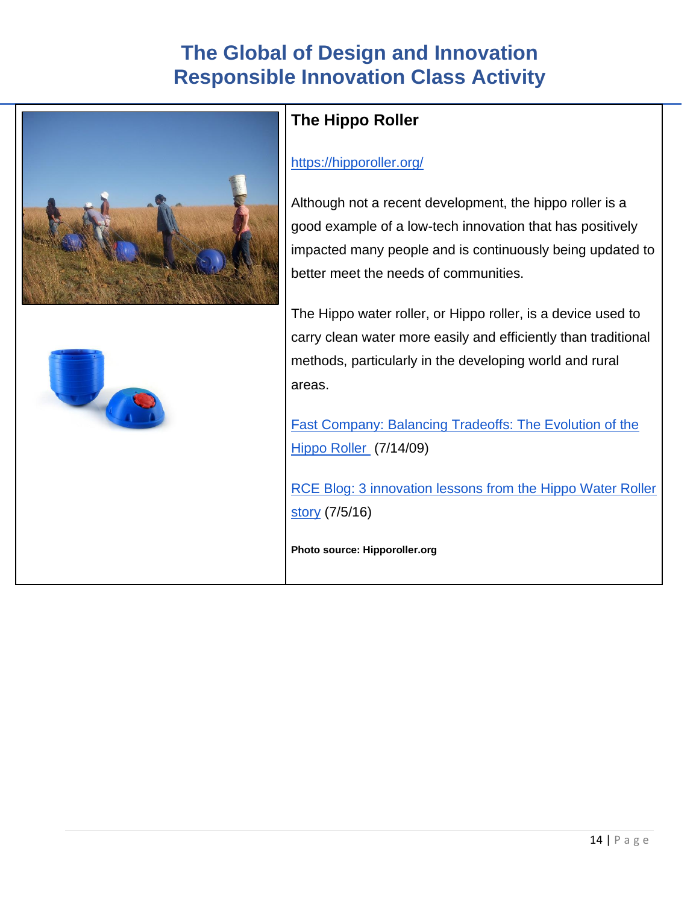# The Global of Design and Innovation
# Responsible Innovation Class Activity

## The Hippo Roller

https://hipporoller.org/

Although not a recent development, the hippo roller is a good example of a low-tech innovation that has positively impacted many people and is continuously being updated to better meet the needs of communities.

The Hippo water roller, or Hippo roller, is a device used to carry clean water more easily and efficiently than traditional methods, particularly in the developing world and rural areas.

Fast Company: Balancing Tradeoffs: The Evolution of the Hippo Roller (7/14/09)

RCE Blog: 3 innovation lessons from the Hippo Water Roller story (7/5/16)

**Photo source: Hipporoller.org**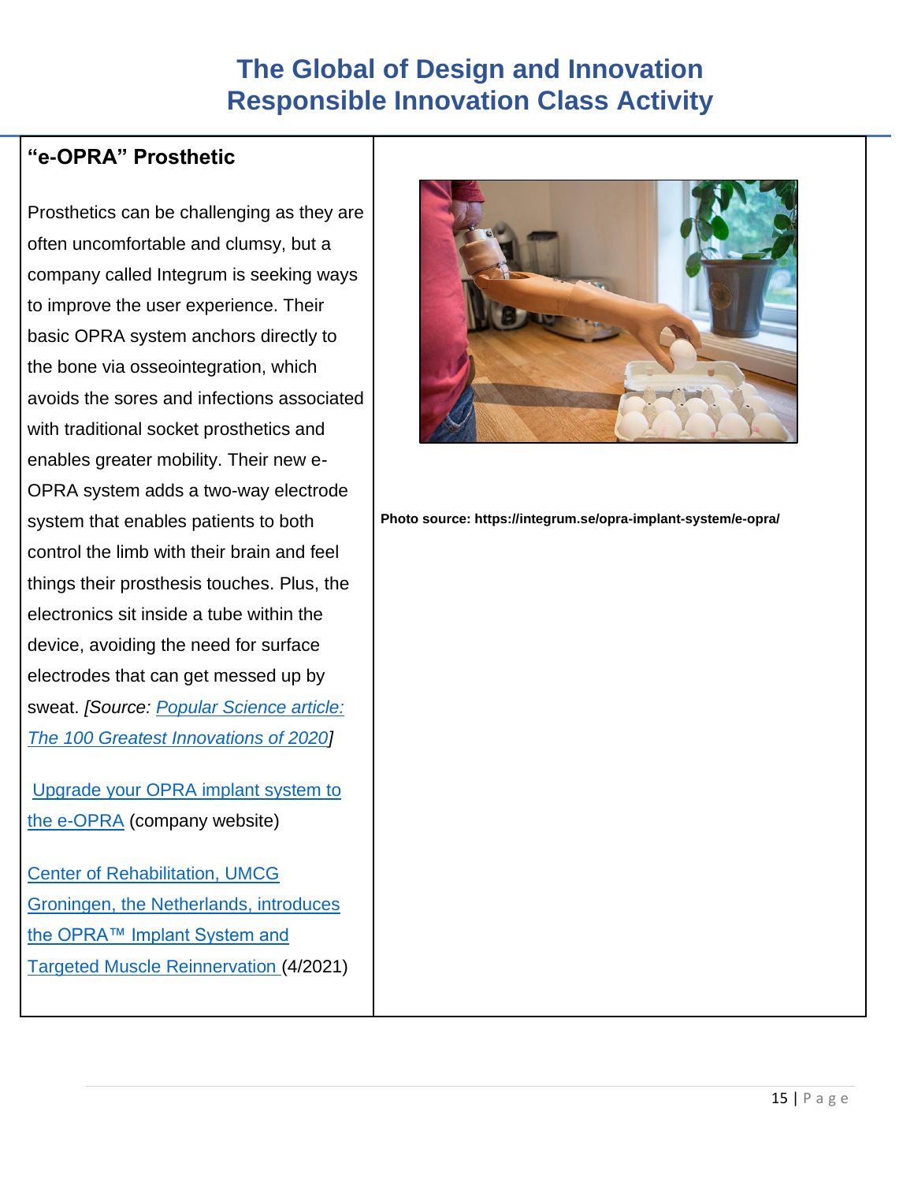# The Global of Design and Innovation
# Responsible Innovation Class Activity

## "e-OPRA" Prosthetic

Prosthetics can be challenging as they are often uncomfortable and clumsy, but a company called Integrum is seeking ways to improve the user experience. Their basic OPRA system anchors directly to the bone via osseointegration, which avoids the sores and infections associated with traditional socket prosthetics and enables greater mobility. Their new e-OPRA system adds a two-way electrode system that enables patients to both control the limb with their brain and feel things their prosthesis touches. Plus, the electronics sit inside a tube within the device, avoiding the need for surface electrodes that can get messed up by sweat. *[Source: Popular Science article: The 100 Greatest Innovations of 2020]*

Upgrade your OPRA implant system to the e-OPRA (company website)

Center of Rehabilitation, UMCG Groningen, the Netherlands, introduces the OPRA™ Implant System and Targeted Muscle Reinnervation (4/2021)

**Photo source: https://integrum.se/opra-implant-system/e-opra/**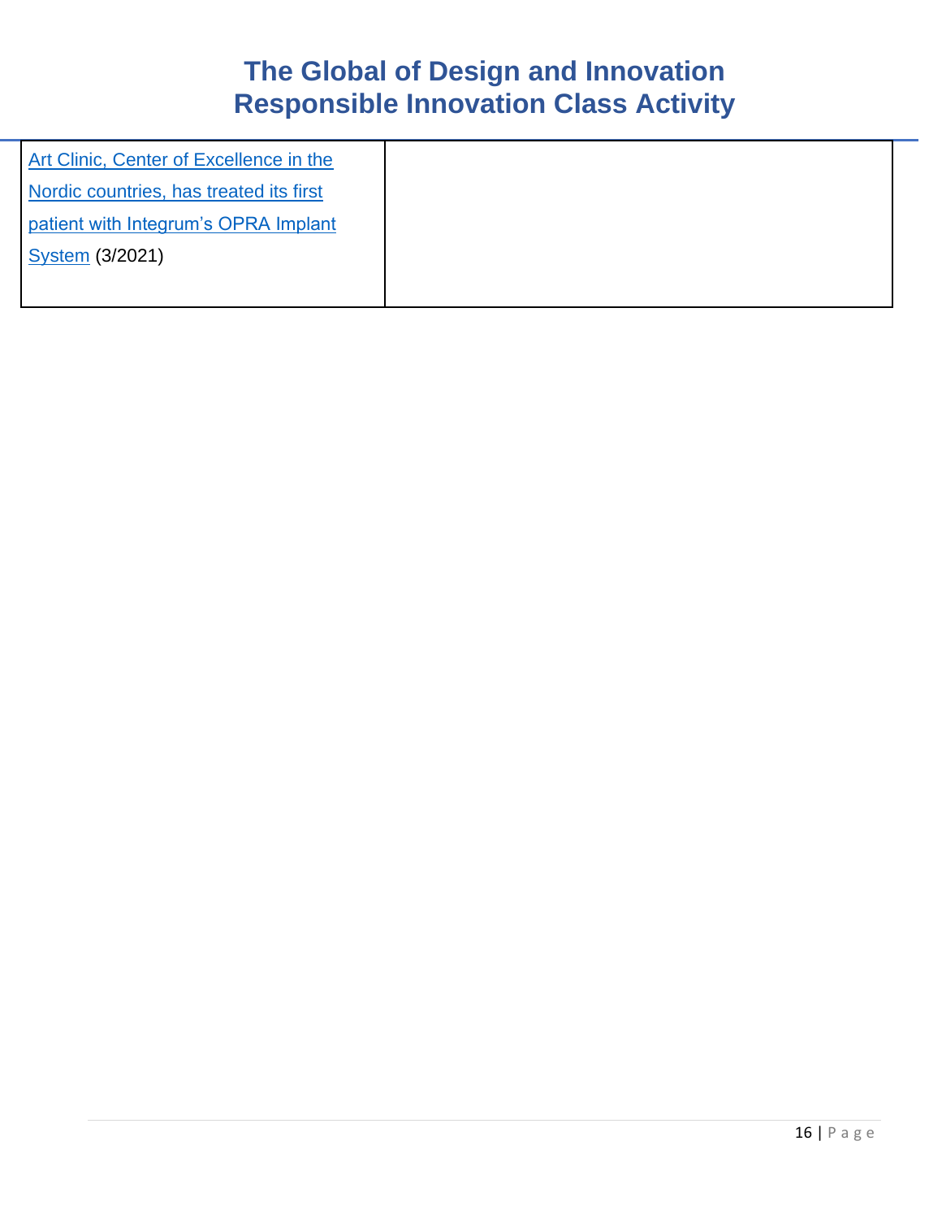| | |
|---|---|
| [Art Clinic, Center of Excellence in the Nordic countries, has treated its first patient with Integrum's OPRA Implant System]() (3/2021) | |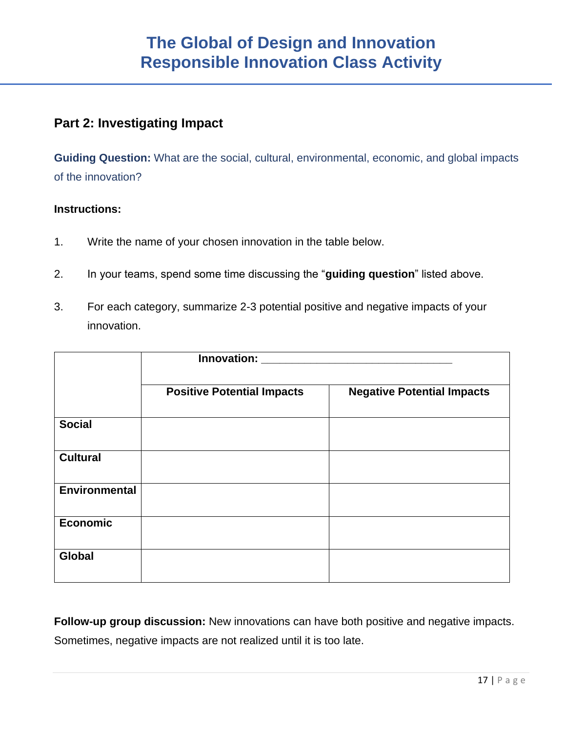# The Global of Design and Innovation
# Responsible Innovation Class Activity

## Part 2: Investigating Impact

**Guiding Question:** What are the social, cultural, environmental, economic, and global impacts of the innovation?

**Instructions:**

1. Write the name of your chosen innovation in the table below.
2. In your teams, spend some time discussing the "**guiding question**" listed above.
3. For each category, summarize 2-3 potential positive and negative impacts of your innovation.

| | **Innovation: ______________________________** | |
|---|---|---|
| | **Positive Potential Impacts** | **Negative Potential Impacts** |
| **Social** | | |
| **Cultural** | | |
| **Environmental** | | |
| **Economic** | | |
| **Global** | | |

**Follow-up group discussion:** New innovations can have both positive and negative impacts. Sometimes, negative impacts are not realized until it is too late.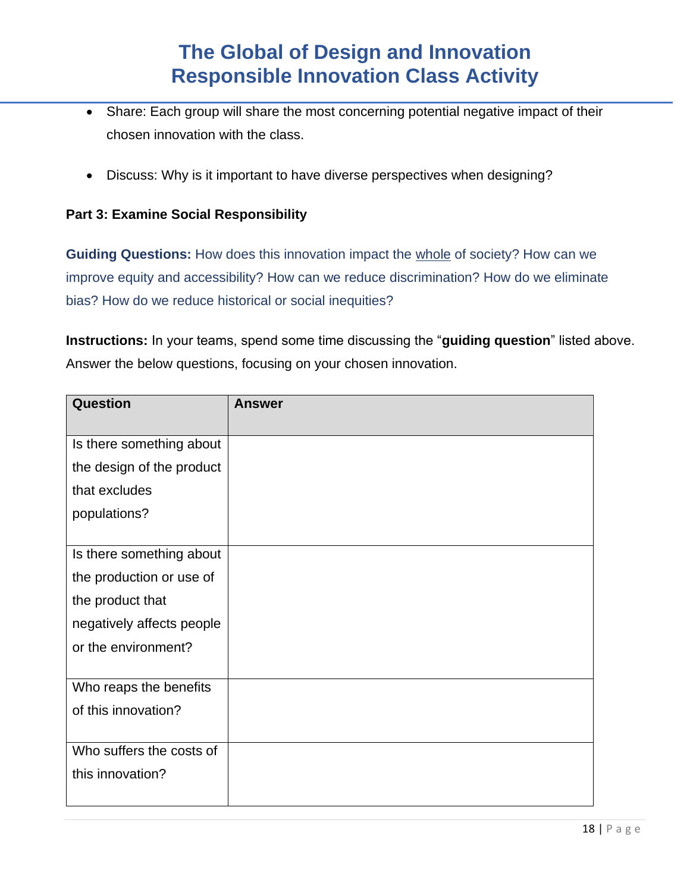- Share: Each group will share the most concerning potential negative impact of their chosen innovation with the class.
- Discuss: Why is it important to have diverse perspectives when designing?

**Part 3: Examine Social Responsibility**

**Guiding Questions:** How does this innovation impact the whole of society? How can we improve equity and accessibility? How can we reduce discrimination? How do we eliminate bias? How do we reduce historical or social inequities?

**Instructions:** In your teams, spend some time discussing the "**guiding question**" listed above. Answer the below questions, focusing on your chosen innovation.

| Question | Answer |
| --- | --- |
| Is there something about the design of the product that excludes populations? | |
| Is there something about the production or use of the product that negatively affects people or the environment? | |
| Who reaps the benefits of this innovation? | |
| Who suffers the costs of this innovation? | |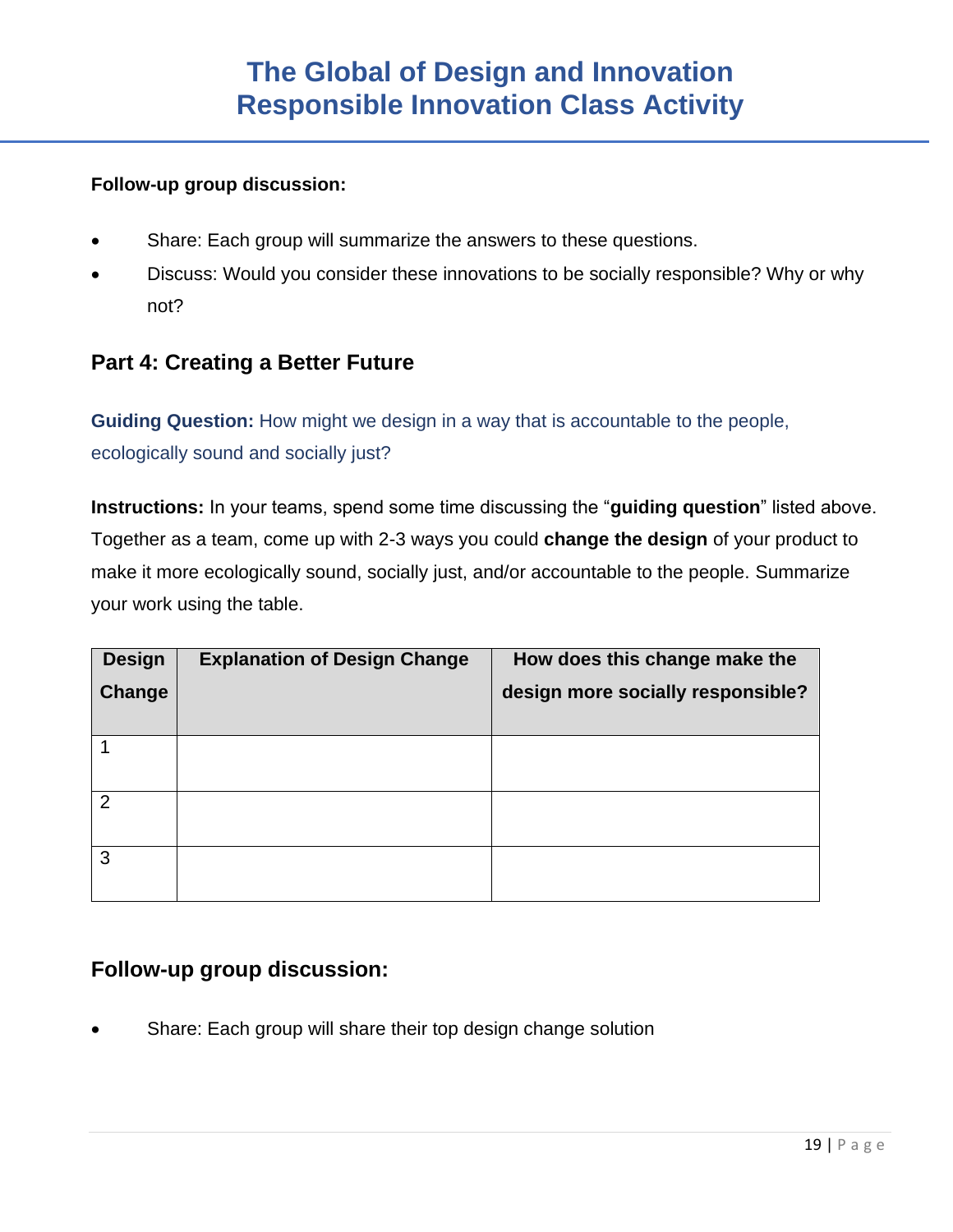**Follow-up group discussion:**

- Share: Each group will summarize the answers to these questions.
- Discuss: Would you consider these innovations to be socially responsible? Why or why not?

## Part 4: Creating a Better Future

**Guiding Question:** How might we design in a way that is accountable to the people, ecologically sound and socially just?

**Instructions:** In your teams, spend some time discussing the "**guiding question**" listed above. Together as a team, come up with 2-3 ways you could **change the design** of your product to make it more ecologically sound, socially just, and/or accountable to the people. Summarize your work using the table.

| Design Change | Explanation of Design Change | How does this change make the design more socially responsible? |
|---|---|---|
| 1 | | |
| 2 | | |
| 3 | | |

## Follow-up group discussion:

- Share: Each group will share their top design change solution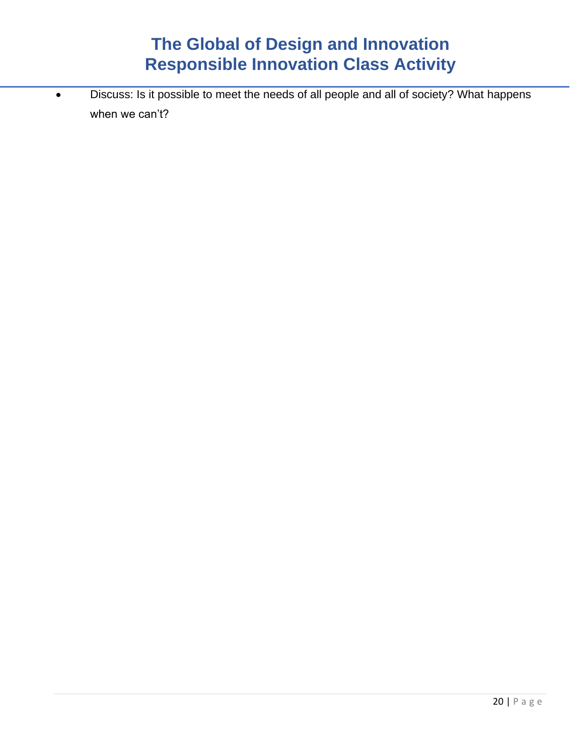# The Global of Design and Innovation
# Responsible Innovation Class Activity

- Discuss: Is it possible to meet the needs of all people and all of society? What happens when we can't?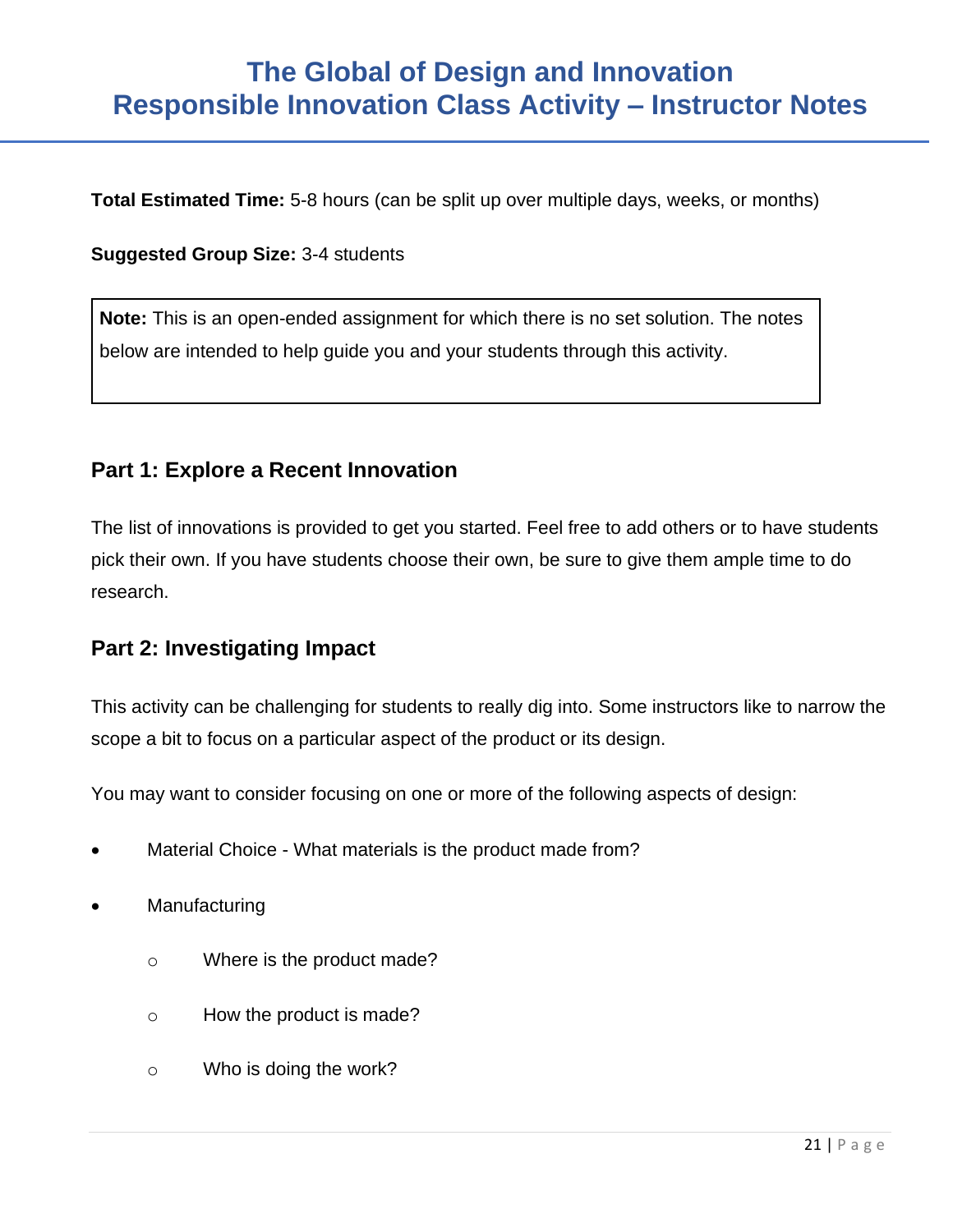# The Global of Design and Innovation
# Responsible Innovation Class Activity – Instructor Notes

**Total Estimated Time:** 5-8 hours (can be split up over multiple days, weeks, or months)

**Suggested Group Size:** 3-4 students

> **Note:** This is an open-ended assignment for which there is no set solution. The notes below are intended to help guide you and your students through this activity.

## Part 1: Explore a Recent Innovation

The list of innovations is provided to get you started. Feel free to add others or to have students pick their own. If you have students choose their own, be sure to give them ample time to do research.

## Part 2: Investigating Impact

This activity can be challenging for students to really dig into. Some instructors like to narrow the scope a bit to focus on a particular aspect of the product or its design.

You may want to consider focusing on one or more of the following aspects of design:

- Material Choice - What materials is the product made from?
- Manufacturing
  - Where is the product made?
  - How the product is made?
  - Who is doing the work?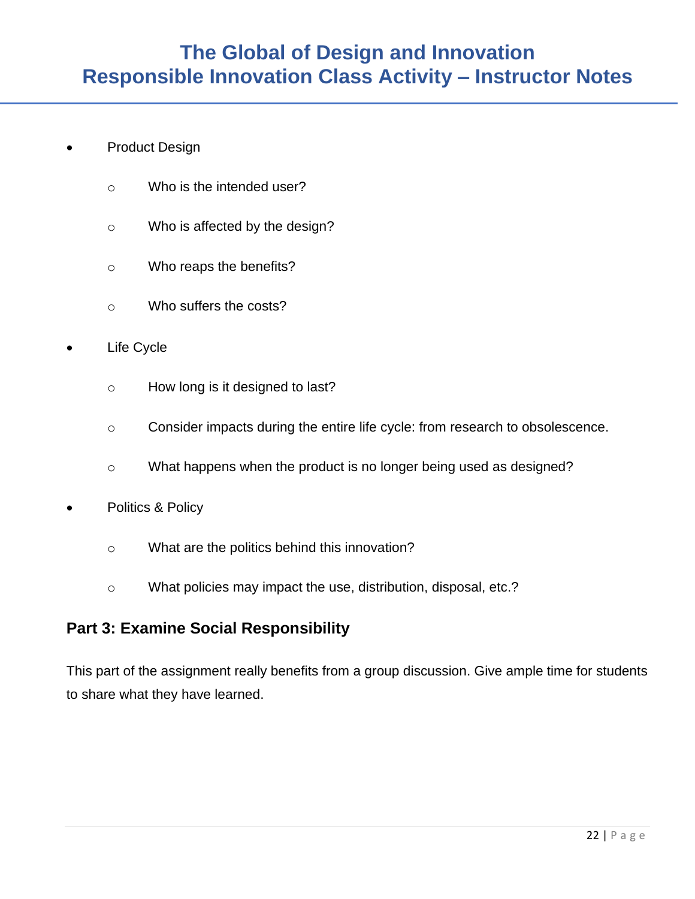- Product Design
  - Who is the intended user?
  - Who is affected by the design?
  - Who reaps the benefits?
  - Who suffers the costs?
- Life Cycle
  - How long is it designed to last?
  - Consider impacts during the entire life cycle: from research to obsolescence.
  - What happens when the product is no longer being used as designed?
- Politics & Policy
  - What are the politics behind this innovation?
  - What policies may impact the use, distribution, disposal, etc.?

## Part 3: Examine Social Responsibility

This part of the assignment really benefits from a group discussion. Give ample time for students to share what they have learned.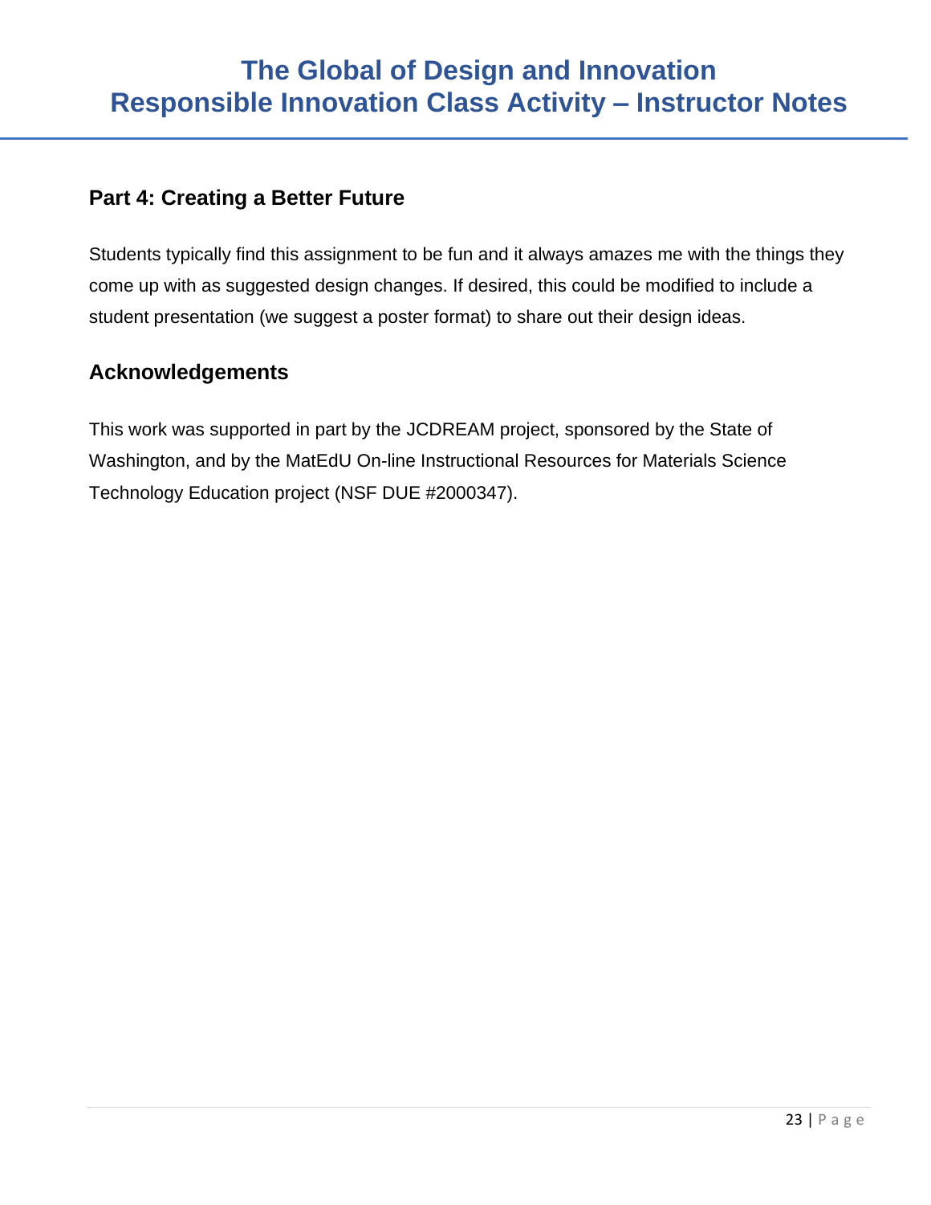## Part 4: Creating a Better Future

Students typically find this assignment to be fun and it always amazes me with the things they come up with as suggested design changes. If desired, this could be modified to include a student presentation (we suggest a poster format) to share out their design ideas.

## Acknowledgements

This work was supported in part by the JCDREAM project, sponsored by the State of Washington, and by the MatEdU On-line Instructional Resources for Materials Science Technology Education project (NSF DUE #2000347).